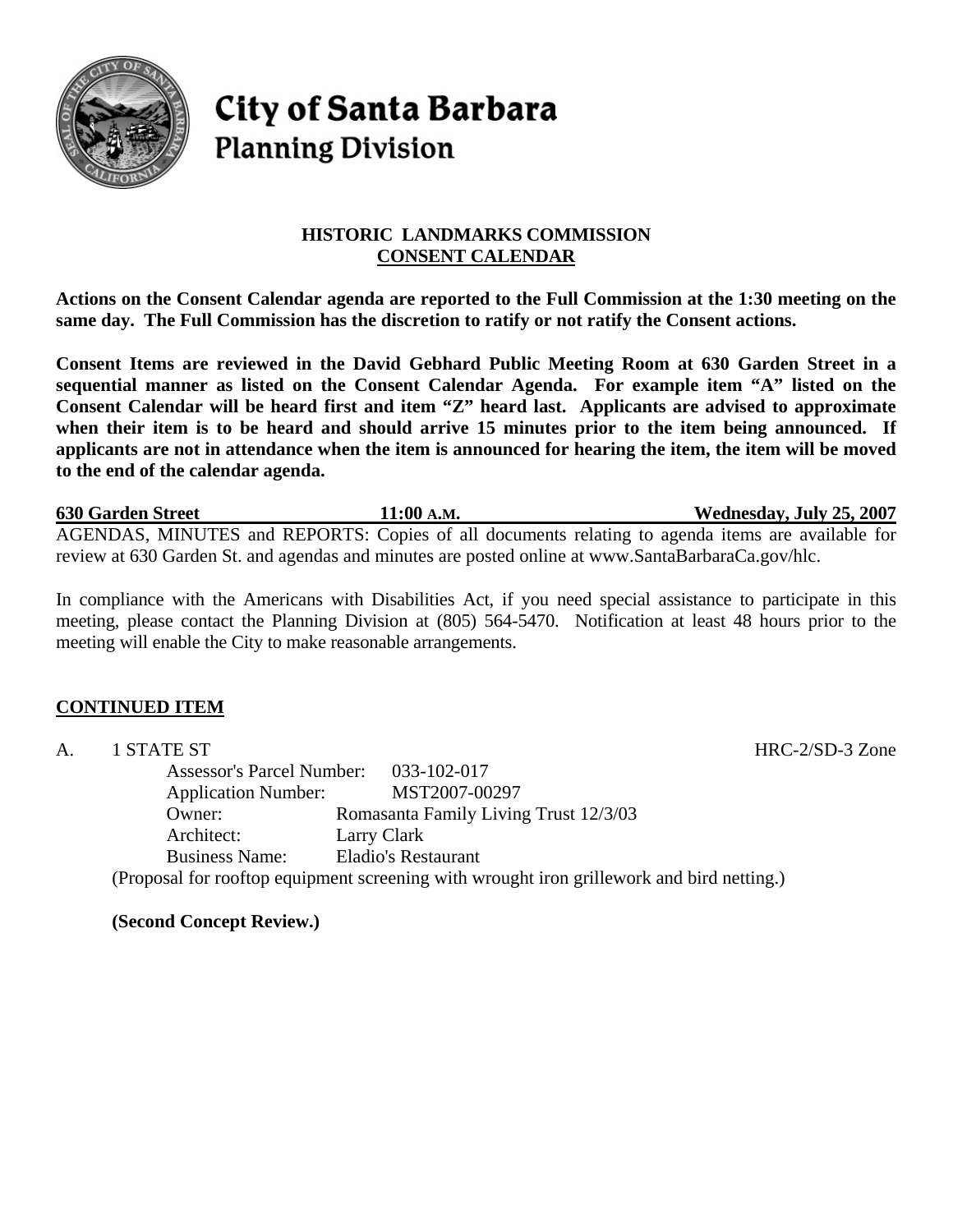# City of Santa Barbara
## Planning Division

### HISTORIC LANDMARKS COMMISSION
### CONSENT CALENDAR

**Actions on the Consent Calendar agenda are reported to the Full Commission at the 1:30 meeting on the same day. The Full Commission has the discretion to ratify or not ratify the Consent actions.**

**Consent Items are reviewed in the David Gebhard Public Meeting Room at 630 Garden Street in a sequential manner as listed on the Consent Calendar Agenda. For example item "A" listed on the Consent Calendar will be heard first and item "Z" heard last. Applicants are advised to approximate when their item is to be heard and should arrive 15 minutes prior to the item being announced. If applicants are not in attendance when the item is announced for hearing the item, the item will be moved to the end of the calendar agenda.**

**630 Garden Street** | **11:00 A.M.** | **Wednesday, July 25, 2007**

AGENDAS, MINUTES and REPORTS: Copies of all documents relating to agenda items are available for review at 630 Garden St. and agendas and minutes are posted online at www.SantaBarbaraCa.gov/hlc.

In compliance with the Americans with Disabilities Act, if you need special assistance to participate in this meeting, please contact the Planning Division at (805) 564-5470. Notification at least 48 hours prior to the meeting will enable the City to make reasonable arrangements.

## CONTINUED ITEM

A. 1 STATE ST — HRC-2/SD-3 Zone

Assessor's Parcel Number: 033-102-017
Application Number: MST2007-00297
Owner: Romasanta Family Living Trust 12/3/03
Architect: Larry Clark
Business Name: Eladio's Restaurant

(Proposal for rooftop equipment screening with wrought iron grillework and bird netting.)

**(Second Concept Review.)**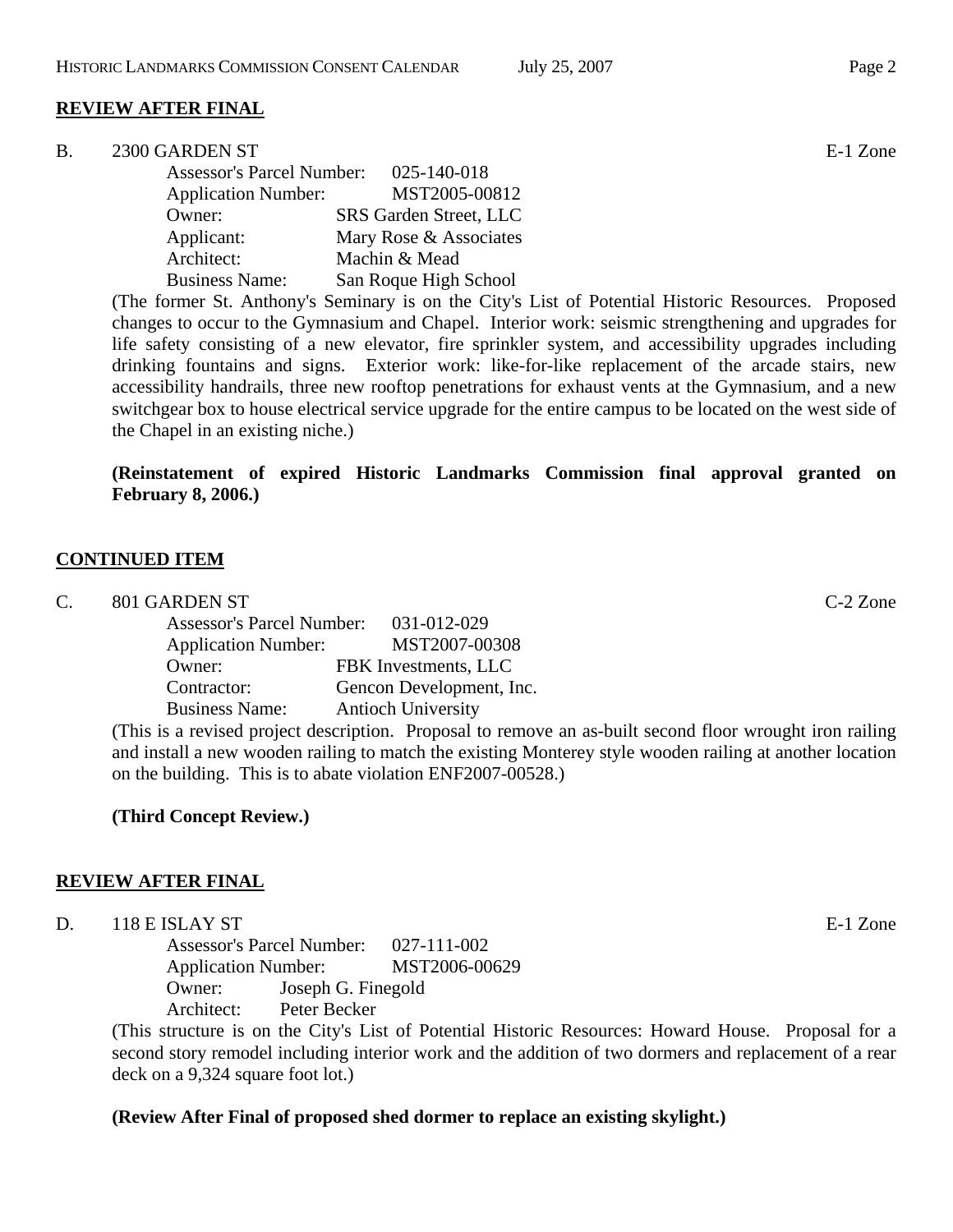**REVIEW AFTER FINAL**

B. 2300 GARDEN ST E-1 Zone

Assessor's Parcel Number: 025-140-018
Application Number: MST2005-00812
Owner: SRS Garden Street, LLC
Applicant: Mary Rose & Associates
Architect: Machin & Mead
Business Name: San Roque High School

(The former St. Anthony's Seminary is on the City's List of Potential Historic Resources. Proposed changes to occur to the Gymnasium and Chapel. Interior work: seismic strengthening and upgrades for life safety consisting of a new elevator, fire sprinkler system, and accessibility upgrades including drinking fountains and signs. Exterior work: like-for-like replacement of the arcade stairs, new accessibility handrails, three new rooftop penetrations for exhaust vents at the Gymnasium, and a new switchgear box to house electrical service upgrade for the entire campus to be located on the west side of the Chapel in an existing niche.)

**(Reinstatement of expired Historic Landmarks Commission final approval granted on February 8, 2006.)**

**CONTINUED ITEM**

C. 801 GARDEN ST C-2 Zone

Assessor's Parcel Number: 031-012-029
Application Number: MST2007-00308
Owner: FBK Investments, LLC
Contractor: Gencon Development, Inc.
Business Name: Antioch University

(This is a revised project description. Proposal to remove an as-built second floor wrought iron railing and install a new wooden railing to match the existing Monterey style wooden railing at another location on the building. This is to abate violation ENF2007-00528.)

**(Third Concept Review.)**

**REVIEW AFTER FINAL**

D. 118 E ISLAY ST E-1 Zone

Assessor's Parcel Number: 027-111-002
Application Number: MST2006-00629
Owner: Joseph G. Finegold
Architect: Peter Becker

(This structure is on the City's List of Potential Historic Resources: Howard House. Proposal for a second story remodel including interior work and the addition of two dormers and replacement of a rear deck on a 9,324 square foot lot.)

**(Review After Final of proposed shed dormer to replace an existing skylight.)**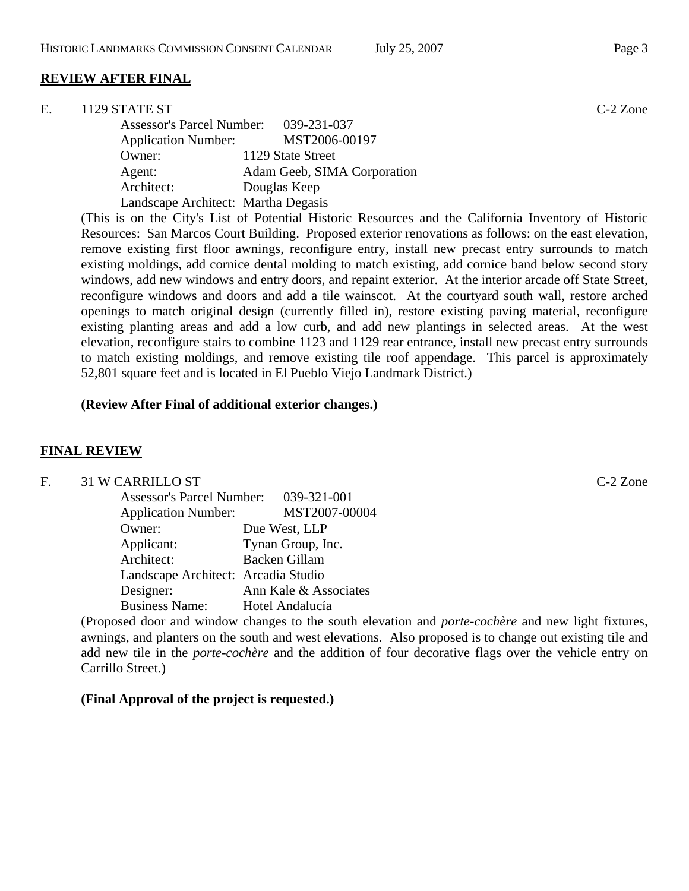## **REVIEW AFTER FINAL**

E. 1129 STATE ST C-2 Zone

Assessor's Parcel Number: 039-231-037
Application Number: MST2006-00197
Owner: 1129 State Street
Agent: Adam Geeb, SIMA Corporation
Architect: Douglas Keep
Landscape Architect: Martha Degasis

(This is on the City's List of Potential Historic Resources and the California Inventory of Historic Resources: San Marcos Court Building. Proposed exterior renovations as follows: on the east elevation, remove existing first floor awnings, reconfigure entry, install new precast entry surrounds to match existing moldings, add cornice dental molding to match existing, add cornice band below second story windows, add new windows and entry doors, and repaint exterior. At the interior arcade off State Street, reconfigure windows and doors and add a tile wainscot. At the courtyard south wall, restore arched openings to match original design (currently filled in), restore existing paving material, reconfigure existing planting areas and add a low curb, and add new plantings in selected areas. At the west elevation, reconfigure stairs to combine 1123 and 1129 rear entrance, install new precast entry surrounds to match existing moldings, and remove existing tile roof appendage. This parcel is approximately 52,801 square feet and is located in El Pueblo Viejo Landmark District.)

**(Review After Final of additional exterior changes.)**

## **FINAL REVIEW**

F. 31 W CARRILLO ST C-2 Zone

Assessor's Parcel Number: 039-321-001
Application Number: MST2007-00004
Owner: Due West, LLP
Applicant: Tynan Group, Inc.
Architect: Backen Gillam
Landscape Architect: Arcadia Studio
Designer: Ann Kale & Associates
Business Name: Hotel Andalucía

(Proposed door and window changes to the south elevation and *porte-cochère* and new light fixtures, awnings, and planters on the south and west elevations. Also proposed is to change out existing tile and add new tile in the *porte-cochère* and the addition of four decorative flags over the vehicle entry on Carrillo Street.)

**(Final Approval of the project is requested.)**